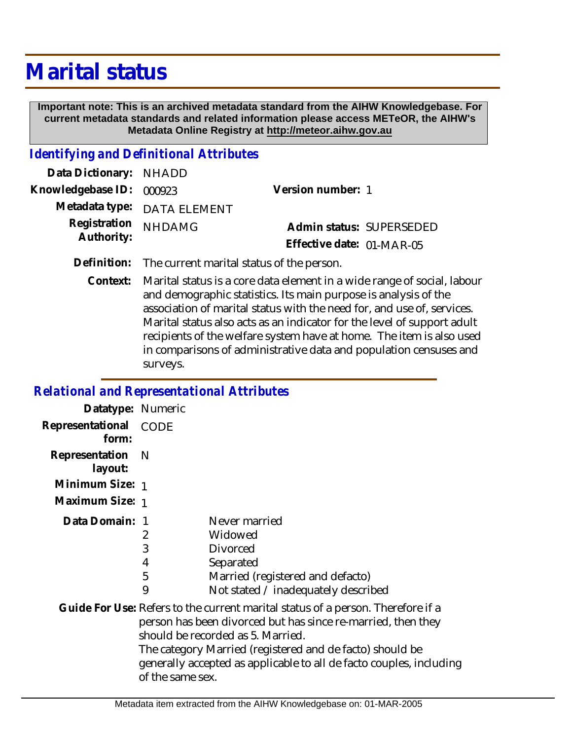# Marital status

**Important note: This is an archived metadata standard from the AIHW Knowledgebase. For current metadata standards and related information please access METeOR, the AIHW's Metadata Online Registry at http://meteor.aihw.gov.au**

## *Identifying and Definitional Attributes*

**Data Dictionary:** NHADD

**Knowledgebase ID:** 000923

**Version number:** 1

**Metadata type:** DATA ELEMENT

**Registration Authority:** NHDAMG

**Admin status:** SUPERSEDED

**Effective date:** 01-MAR-05

**Definition:** The current marital status of the person.

**Context:** Marital status is a core data element in a wide range of social, labour and demographic statistics. Its main purpose is analysis of the association of marital status with the need for, and use of, services. Marital status also acts as an indicator for the level of support adult recipients of the welfare system have at home. The item is also used in comparisons of administrative data and population censuses and surveys.

## *Relational and Representational Attributes*

**Datatype:** Numeric

**Representational form:** CODE

**Representation layout:** N

**Minimum Size:** 1

**Maximum Size:** 1

**Data Domain:**

| Code | Description |
|---|---|
| 1 | Never married |
| 2 | Widowed |
| 3 | Divorced |
| 4 | Separated |
| 5 | Married (registered and defacto) |
| 9 | Not stated / inadequately described |

**Guide For Use:** Refers to the current marital status of a person. Therefore if a person has been divorced but has since re-married, then they should be recorded as 5. Married.
The category Married (registered and de facto) should be generally accepted as applicable to all de facto couples, including of the same sex.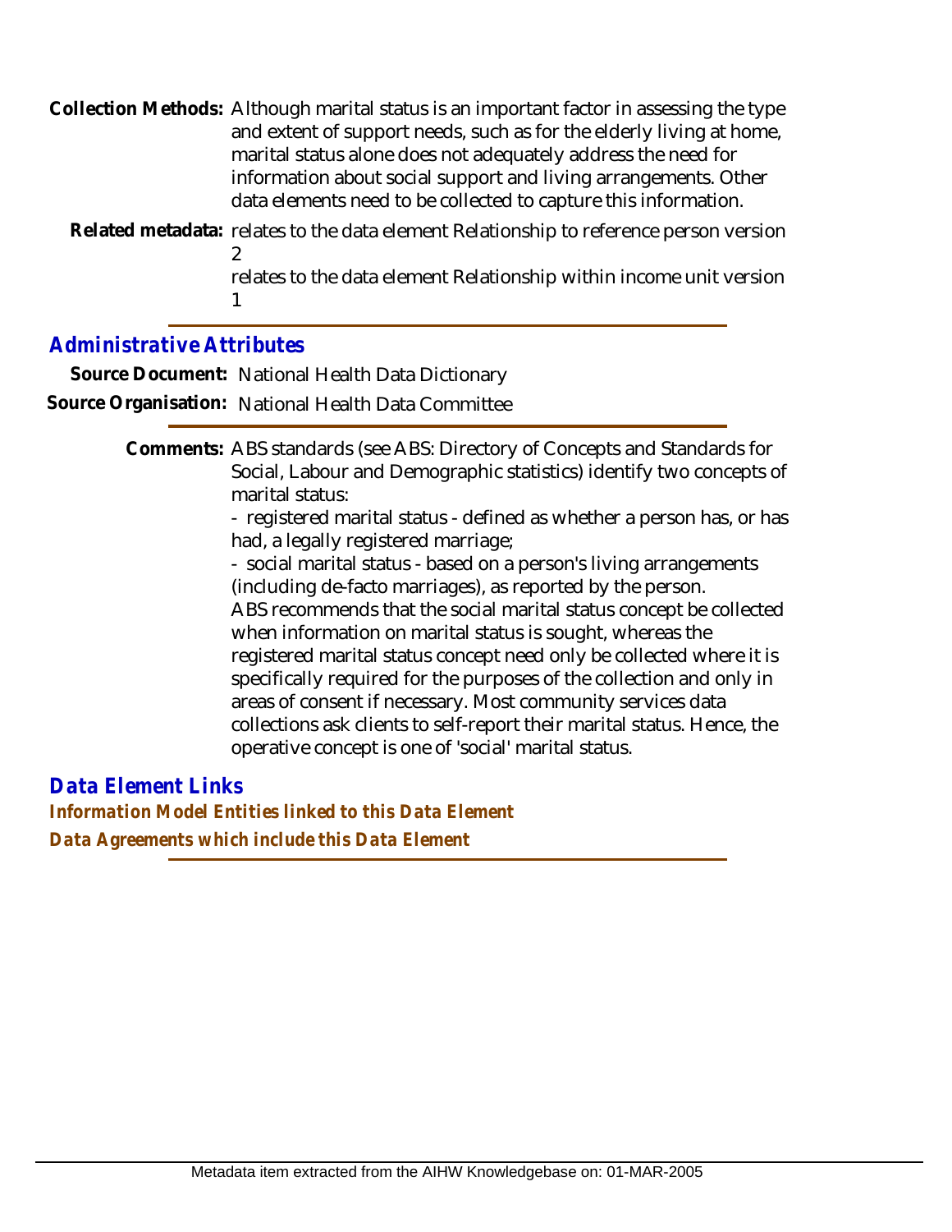**Collection Methods:** Although marital status is an important factor in assessing the type and extent of support needs, such as for the elderly living at home, marital status alone does not adequately address the need for information about social support and living arrangements. Other data elements need to be collected to capture this information.

**Related metadata:** relates to the data element Relationship to reference person version 2

relates to the data element Relationship within income unit version 1

## Administrative Attributes

**Source Document:** National Health Data Dictionary

**Source Organisation:** National Health Data Committee

**Comments:** ABS standards (see ABS: Directory of Concepts and Standards for Social, Labour and Demographic statistics) identify two concepts of marital status:

- registered marital status - defined as whether a person has, or has had, a legally registered marriage;
- social marital status - based on a person's living arrangements (including de-facto marriages), as reported by the person.

ABS recommends that the social marital status concept be collected when information on marital status is sought, whereas the registered marital status concept need only be collected where it is specifically required for the purposes of the collection and only in areas of consent if necessary. Most community services data collections ask clients to self-report their marital status. Hence, the operative concept is one of 'social' marital status.

## Data Element Links

### Information Model Entities linked to this Data Element

### Data Agreements which include this Data Element

Metadata item extracted from the AIHW Knowledgebase on: 01-MAR-2005